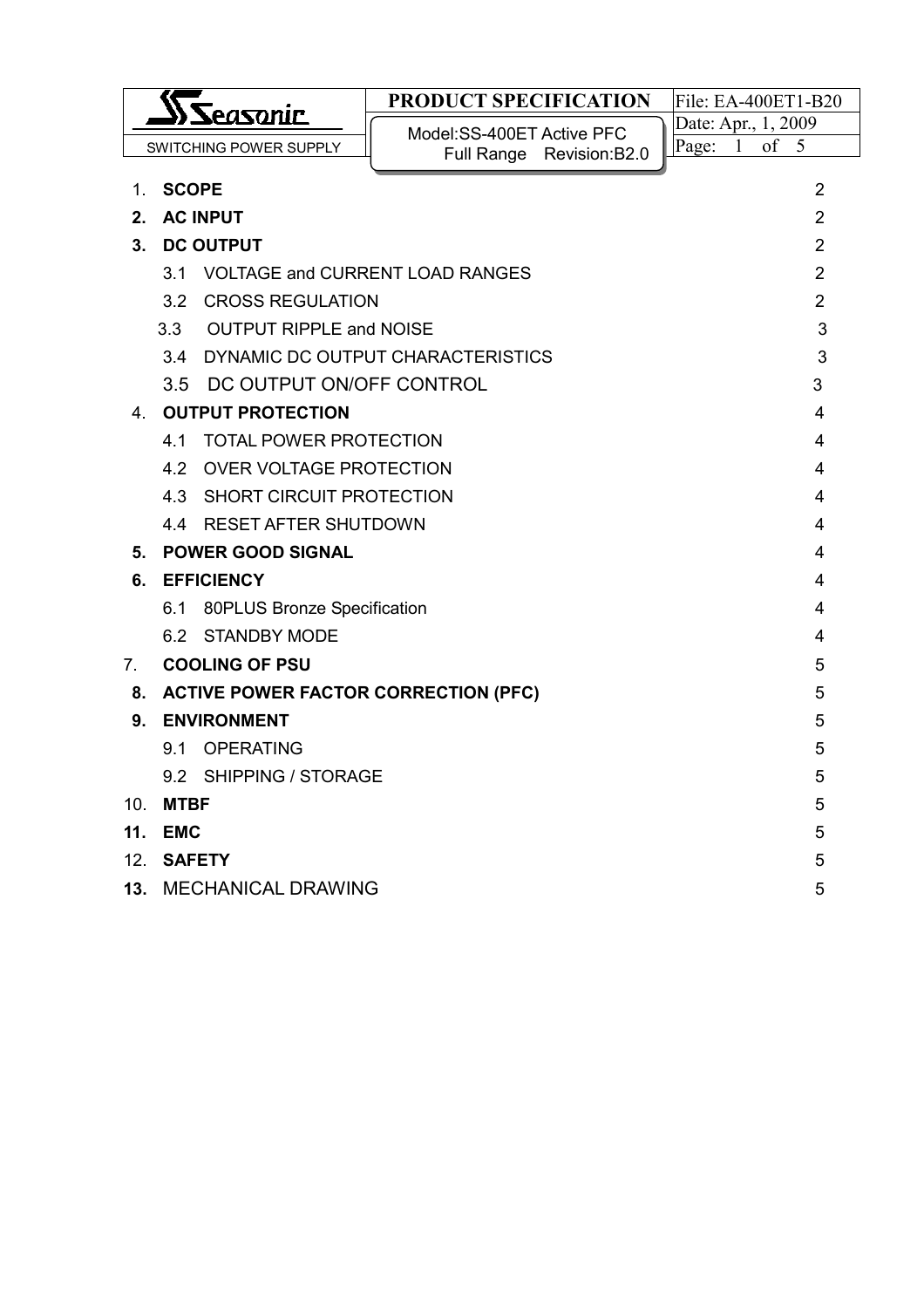| Seasonic | PRODUCT SPECIFICATION | File: EA-400ET1-B20 |
|---|---|---|
| SWITCHING POWER SUPPLY | Model:SS-400ET Active PFC Full Range Revision:B2.0 | Date: Apr., 1, 2009 |

| | | |
|---|---|---|
| 1. | **SCOPE** | 2 |
| **2.** | **AC INPUT** | 2 |
| **3.** | **DC OUTPUT** | 2 |
| | 3.1 VOLTAGE and CURRENT LOAD RANGES | 2 |
| | 3.2 CROSS REGULATION | 2 |
| | 3.3 OUTPUT RIPPLE and NOISE | 3 |
| | 3.4 DYNAMIC DC OUTPUT CHARACTERISTICS | 3 |
| | 3.5 DC OUTPUT ON/OFF CONTROL | 3 |
| 4. | **OUTPUT PROTECTION** | 4 |
| | 4.1 TOTAL POWER PROTECTION | 4 |
| | 4.2 OVER VOLTAGE PROTECTION | 4 |
| | 4.3 SHORT CIRCUIT PROTECTION | 4 |
| | 4.4 RESET AFTER SHUTDOWN | 4 |
| **5.** | **POWER GOOD SIGNAL** | 4 |
| **6.** | **EFFICIENCY** | 4 |
| | 6.1 80PLUS Bronze Specification | 4 |
| | 6.2 STANDBY MODE | 4 |
| 7. | **COOLING OF PSU** | 5 |
| **8.** | **ACTIVE POWER FACTOR CORRECTION (PFC)** | 5 |
| **9.** | **ENVIRONMENT** | 5 |
| | 9.1 OPERATING | 5 |
| | 9.2 SHIPPING / STORAGE | 5 |
| 10. | **MTBF** | 5 |
| **11.** | **EMC** | 5 |
| 12. | **SAFETY** | 5 |
| **13.** | MECHANICAL DRAWING | 5 |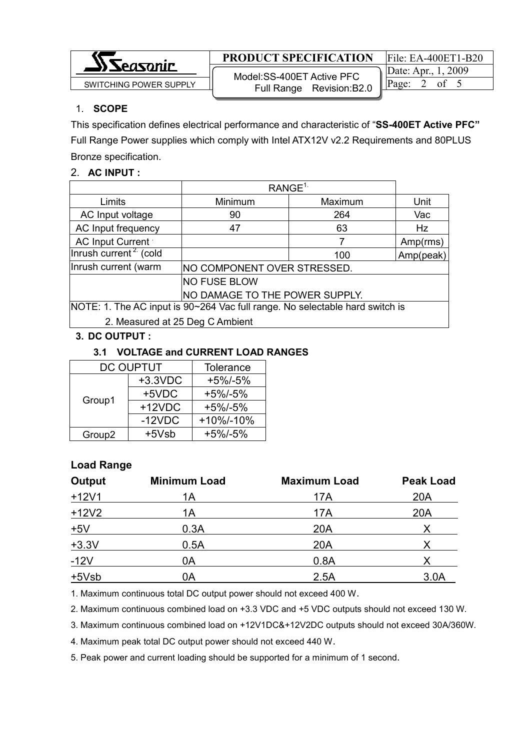## 1. SCOPE

This specification defines electrical performance and characteristic of "**SS-400ET Active PFC"** Full Range Power supplies which comply with Intel ATX12V v2.2 Requirements and 80PLUS Bronze specification.

## 2. AC INPUT :

| | RANGE[1.] | | |
|---|---|---|---|
| Limits | Minimum | Maximum | Unit |
| AC Input voltage | 90 | 264 | Vac |
| AC Input frequency | 47 | 63 | Hz |
| AC Input Current | | 7 | Amp(rms) |
| Inrush current[2.] (cold | | 100 | Amp(peak) |
| Inrush current (warm | NO COMPONENT OVER STRESSED. | | |
| | NO FUSE BLOW<br>NO DAMAGE TO THE POWER SUPPLY. | | |

NOTE: 1. The AC input is 90~264 Vac full range. No selectable hard switch is

2. Measured at 25 Deg C Ambient

## 3. DC OUTPUT :

### 3.1 VOLTAGE and CURRENT LOAD RANGES

| DC OUPTUT | | Tolerance |
|---|---|---|
| Group1 | +3.3VDC | +5%/-5% |
| | +5VDC | +5%/-5% |
| | +12VDC | +5%/-5% |
| | -12VDC | +10%/-10% |
| Group2 | +5Vsb | +5%/-5% |

**Load Range**

| Output | Minimum Load | Maximum Load | Peak Load |
|---|---|---|---|
| +12V1 | 1A | 17A | 20A |
| +12V2 | 1A | 17A | 20A |
| +5V | 0.3A | 20A | X |
| +3.3V | 0.5A | 20A | X |
| -12V | 0A | 0.8A | X |
| +5Vsb | 0A | 2.5A | 3.0A |

1. Maximum continuous total DC output power should not exceed 400 W.
2. Maximum continuous combined load on +3.3 VDC and +5 VDC outputs should not exceed 130 W.
3. Maximum continuous combined load on +12V1DC&+12V2DC outputs should not exceed 30A/360W.
4. Maximum peak total DC output power should not exceed 440 W.
5. Peak power and current loading should be supported for a minimum of 1 second.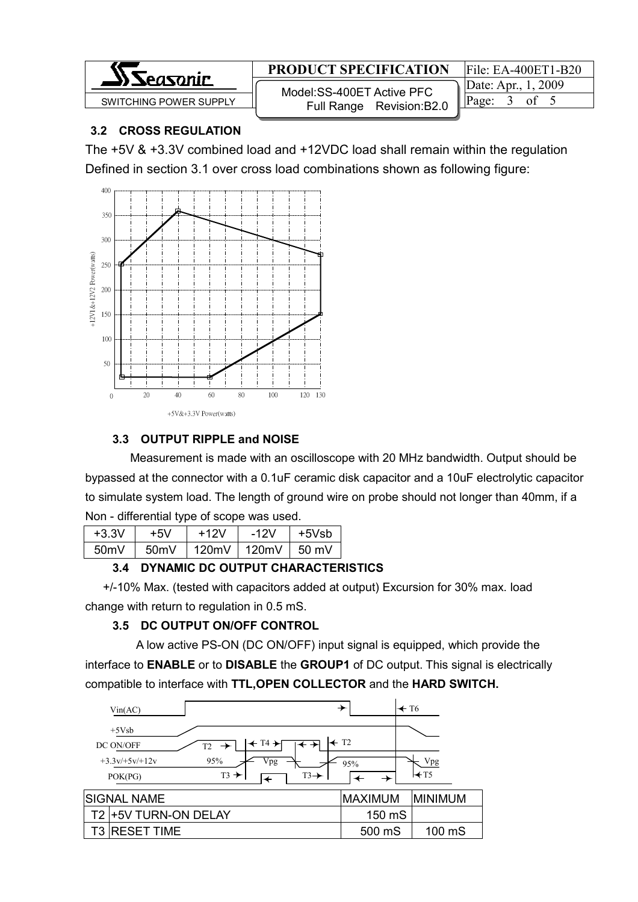### 3.2 CROSS REGULATION

The +5V & +3.3V combined load and +12VDC load shall remain within the regulation Defined in section 3.1 over cross load combinations shown as following figure:

### 3.3 OUTPUT RIPPLE and NOISE

Measurement is made with an oscilloscope with 20 MHz bandwidth. Output should be bypassed at the connector with a 0.1uF ceramic disk capacitor and a 10uF electrolytic capacitor to simulate system load. The length of ground wire on probe should not longer than 40mm, if a Non - differential type of scope was used.

| +3.3V | +5V | +12V | -12V | +5Vsb |
|---|---|---|---|---|
| 50mV | 50mV | 120mV | 120mV | 50 mV |

### 3.4 DYNAMIC DC OUTPUT CHARACTERISTICS

+/-10% Max. (tested with capacitors added at output) Excursion for 30% max. load change with return to regulation in 0.5 mS.

### 3.5 DC OUTPUT ON/OFF CONTROL

A low active PS-ON (DC ON/OFF) input signal is equipped, which provide the interface to **ENABLE** or to **DISABLE** the **GROUP1** of DC output. This signal is electrically compatible to interface with **TTL,OPEN COLLECTOR** and the **HARD SWITCH.**

| | SIGNAL NAME | MAXIMUM | MINIMUM |
|---|---|---|---|
| T2 | +5V TURN-ON DELAY | 150 mS | |
| T3 | RESET TIME | 500 mS | 100 mS |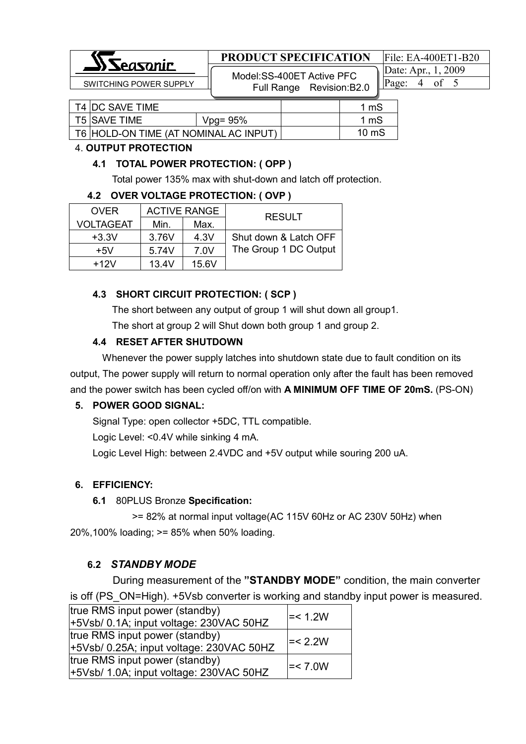| T4 | DC SAVE TIME | | | 1 mS |
|---|---|---|---|---|
| T5 | SAVE TIME | Vpg= 95% | | 1 mS |
| T6 | HOLD-ON TIME (AT NOMINAL AC INPUT) | | | 10 mS |

4. **OUTPUT PROTECTION**

### 4.1 TOTAL POWER PROTECTION: ( OPP )

Total power 135% max with shut-down and latch off protection.

### 4.2 OVER VOLTAGE PROTECTION: ( OVP )

| OVER VOLTAGEAT | ACTIVE RANGE | | RESULT |
|---|---|---|---|
| | Min. | Max. | |
| +3.3V | 3.76V | 4.3V | Shut down & Latch OFF The Group 1 DC Output |
| +5V | 5.74V | 7.0V | |
| +12V | 13.4V | 15.6V | |

### 4.3 SHORT CIRCUIT PROTECTION: ( SCP )

The short between any output of group 1 will shut down all group1.

The short at group 2 will Shut down both group 1 and group 2.

### 4.4 RESET AFTER SHUTDOWN

Whenever the power supply latches into shutdown state due to fault condition on its output, The power supply will return to normal operation only after the fault has been removed and the power switch has been cycled off/on with **A MINIMUM OFF TIME OF 20mS.** (PS-ON)

## 5. POWER GOOD SIGNAL:

Signal Type: open collector +5DC, TTL compatible.

Logic Level: <0.4V while sinking 4 mA.

Logic Level High: between 2.4VDC and +5V output while souring 200 uA.

## 6. EFFICIENCY:

### 6.1 80PLUS Bronze **Specification:**

>= 82% at normal input voltage(AC 115V 60Hz or AC 230V 50Hz) when 20%,100% loading; >= 85% when 50% loading.

### 6.2 *STANDBY MODE*

During measurement of the **"STANDBY MODE"** condition, the main converter is off (PS_ON=High). +5Vsb converter is working and standby input power is measured.

| true RMS input power (standby) +5Vsb/ 0.1A; input voltage: 230VAC 50HZ | =< 1.2W |
|---|---|
| true RMS input power (standby) +5Vsb/ 0.25A; input voltage: 230VAC 50HZ | =< 2.2W |
| true RMS input power (standby) +5Vsb/ 1.0A; input voltage: 230VAC 50HZ | =< 7.0W |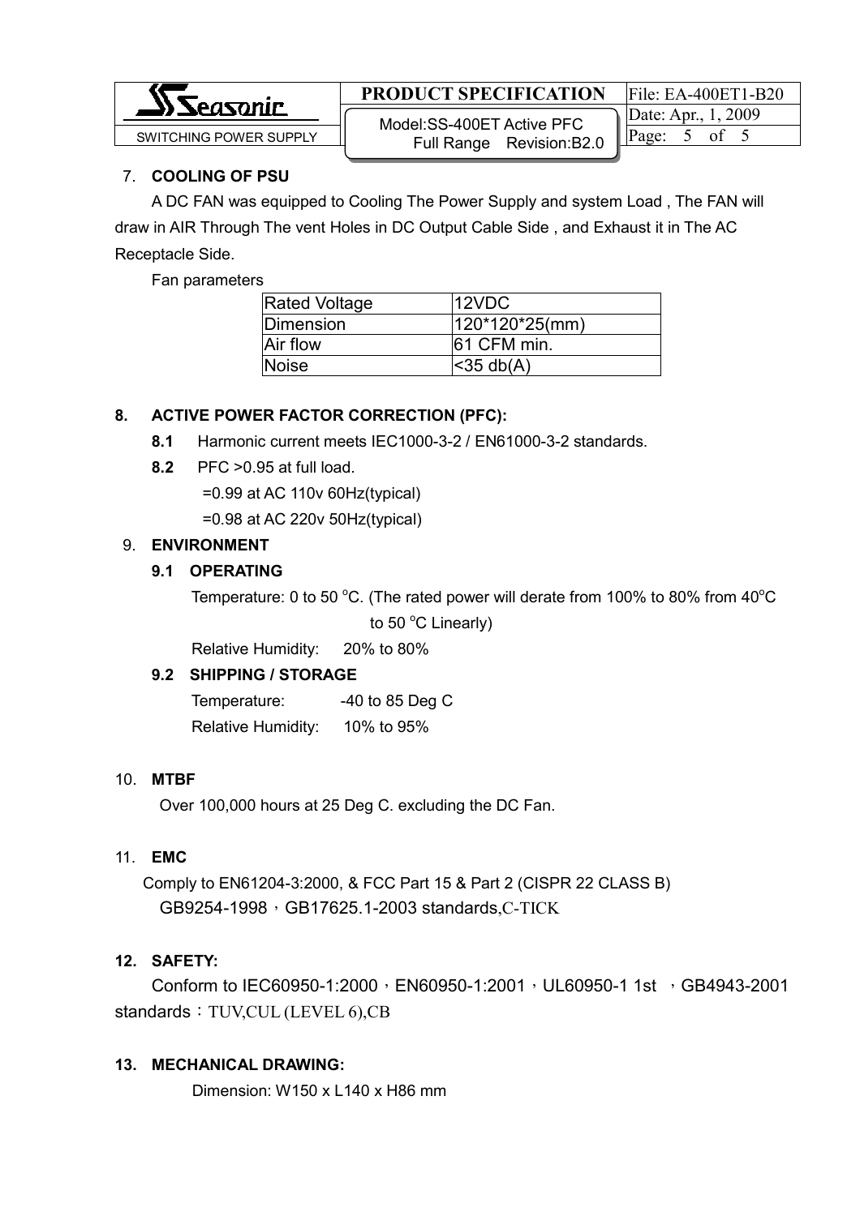## 7. COOLING OF PSU

A DC FAN was equipped to Cooling The Power Supply and system Load , The FAN will draw in AIR Through The vent Holes in DC Output Cable Side , and Exhaust it in The AC Receptacle Side.

Fan parameters

| | |
|---|---|
| Rated Voltage | 12VDC |
| Dimension | 120*120*25(mm) |
| Air flow | 61 CFM min. |
| Noise | <35 db(A) |

## 8. ACTIVE POWER FACTOR CORRECTION (PFC):

**8.1** Harmonic current meets IEC1000-3-2 / EN61000-3-2 standards.

**8.2** PFC >0.95 at full load.

=0.99 at AC 110v 60Hz(typical)

=0.98 at AC 220v 50Hz(typical)

## 9. ENVIRONMENT

### 9.1 OPERATING

Temperature: 0 to 50 °C. (The rated power will derate from 100% to 80% from 40°C to 50 °C Linearly)

Relative Humidity: 20% to 80%

### 9.2 SHIPPING / STORAGE

Temperature: -40 to 85 Deg C

Relative Humidity: 10% to 95%

## 10. MTBF

Over 100,000 hours at 25 Deg C. excluding the DC Fan.

## 11. EMC

Comply to EN61204-3:2000, & FCC Part 15 & Part 2 (CISPR 22 CLASS B) GB9254-1998，GB17625.1-2003 standards,C-TICK

## 12. SAFETY:

Conform to IEC60950-1:2000，EN60950-1:2001，UL60950-1 1st ，GB4943-2001 standards：TUV,CUL (LEVEL 6),CB

## 13. MECHANICAL DRAWING:

Dimension: W150 x L140 x H86 mm